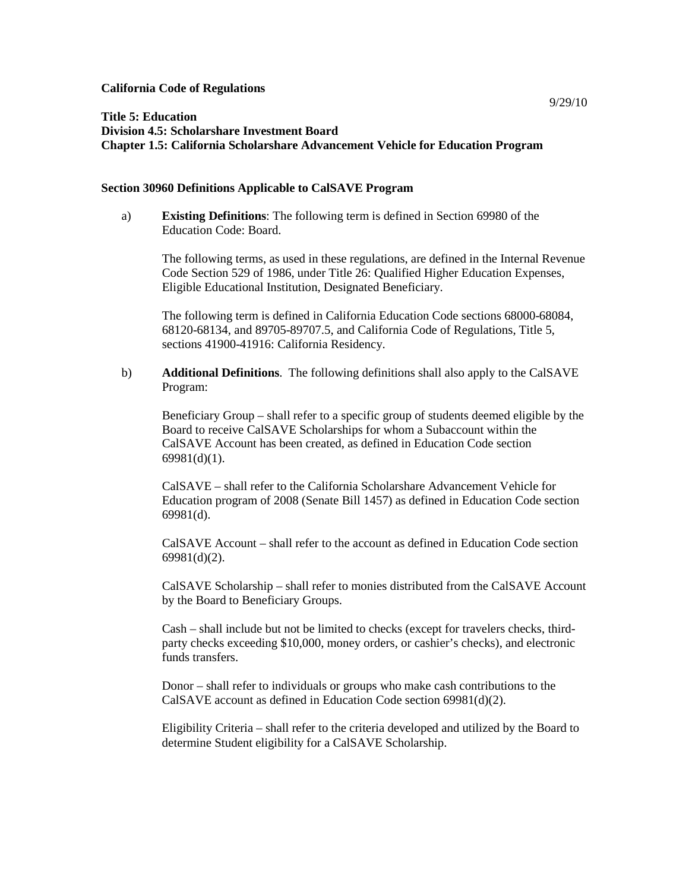**California Code of Regulations**

9/29/10

**Title 5: Education**
**Division 4.5: Scholarshare Investment Board**
**Chapter 1.5: California Scholarshare Advancement Vehicle for Education Program**

**Section 30960 Definitions Applicable to CalSAVE Program**

a) **Existing Definitions**: The following term is defined in Section 69980 of the Education Code: Board.

The following terms, as used in these regulations, are defined in the Internal Revenue Code Section 529 of 1986, under Title 26: Qualified Higher Education Expenses, Eligible Educational Institution, Designated Beneficiary.

The following term is defined in California Education Code sections 68000-68084, 68120-68134, and 89705-89707.5, and California Code of Regulations, Title 5, sections 41900-41916: California Residency.

b) **Additional Definitions**. The following definitions shall also apply to the CalSAVE Program:

Beneficiary Group – shall refer to a specific group of students deemed eligible by the Board to receive CalSAVE Scholarships for whom a Subaccount within the CalSAVE Account has been created, as defined in Education Code section 69981(d)(1).

CalSAVE – shall refer to the California Scholarshare Advancement Vehicle for Education program of 2008 (Senate Bill 1457) as defined in Education Code section 69981(d).

CalSAVE Account – shall refer to the account as defined in Education Code section 69981(d)(2).

CalSAVE Scholarship – shall refer to monies distributed from the CalSAVE Account by the Board to Beneficiary Groups.

Cash – shall include but not be limited to checks (except for travelers checks, third-party checks exceeding $10,000, money orders, or cashier's checks), and electronic funds transfers.

Donor – shall refer to individuals or groups who make cash contributions to the CalSAVE account as defined in Education Code section 69981(d)(2).

Eligibility Criteria – shall refer to the criteria developed and utilized by the Board to determine Student eligibility for a CalSAVE Scholarship.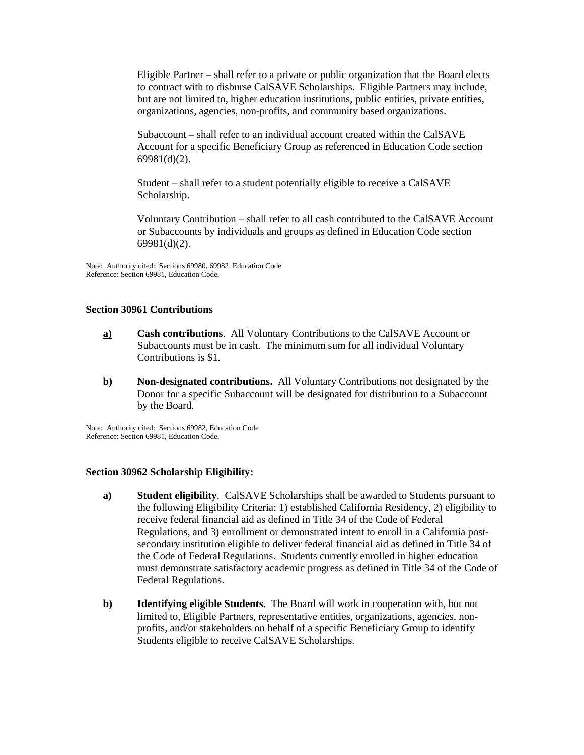Eligible Partner – shall refer to a private or public organization that the Board elects to contract with to disburse CalSAVE Scholarships. Eligible Partners may include, but are not limited to, higher education institutions, public entities, private entities, organizations, agencies, non-profits, and community based organizations.

Subaccount – shall refer to an individual account created within the CalSAVE Account for a specific Beneficiary Group as referenced in Education Code section 69981(d)(2).

Student – shall refer to a student potentially eligible to receive a CalSAVE Scholarship.

Voluntary Contribution – shall refer to all cash contributed to the CalSAVE Account or Subaccounts by individuals and groups as defined in Education Code section 69981(d)(2).

Note: Authority cited: Sections 69980, 69982, Education Code
Reference: Section 69981, Education Code.

**Section 30961 Contributions**

**a)** **Cash contributions**. All Voluntary Contributions to the CalSAVE Account or Subaccounts must be in cash. The minimum sum for all individual Voluntary Contributions is $1.

**b)** **Non-designated contributions.** All Voluntary Contributions not designated by the Donor for a specific Subaccount will be designated for distribution to a Subaccount by the Board.

Note: Authority cited: Sections 69982, Education Code
Reference: Section 69981, Education Code.

**Section 30962 Scholarship Eligibility:**

**a)** **Student eligibility**. CalSAVE Scholarships shall be awarded to Students pursuant to the following Eligibility Criteria: 1) established California Residency, 2) eligibility to receive federal financial aid as defined in Title 34 of the Code of Federal Regulations, and 3) enrollment or demonstrated intent to enroll in a California post-secondary institution eligible to deliver federal financial aid as defined in Title 34 of the Code of Federal Regulations. Students currently enrolled in higher education must demonstrate satisfactory academic progress as defined in Title 34 of the Code of Federal Regulations.

**b)** **Identifying eligible Students.** The Board will work in cooperation with, but not limited to, Eligible Partners, representative entities, organizations, agencies, non-profits, and/or stakeholders on behalf of a specific Beneficiary Group to identify Students eligible to receive CalSAVE Scholarships.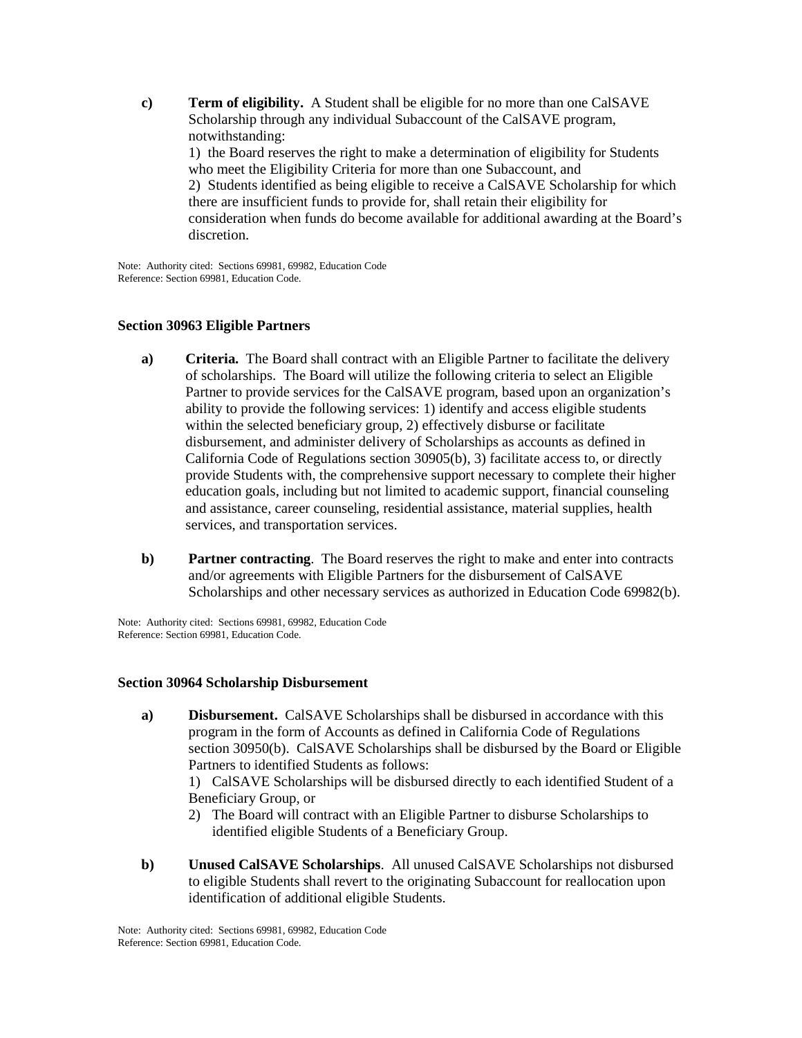**c) Term of eligibility.** A Student shall be eligible for no more than one CalSAVE Scholarship through any individual Subaccount of the CalSAVE program, notwithstanding:
1) the Board reserves the right to make a determination of eligibility for Students who meet the Eligibility Criteria for more than one Subaccount, and
2) Students identified as being eligible to receive a CalSAVE Scholarship for which there are insufficient funds to provide for, shall retain their eligibility for consideration when funds do become available for additional awarding at the Board's discretion.

Note: Authority cited: Sections 69981, 69982, Education Code
Reference: Section 69981, Education Code.

### Section 30963 Eligible Partners

**a) Criteria.** The Board shall contract with an Eligible Partner to facilitate the delivery of scholarships. The Board will utilize the following criteria to select an Eligible Partner to provide services for the CalSAVE program, based upon an organization's ability to provide the following services: 1) identify and access eligible students within the selected beneficiary group, 2) effectively disburse or facilitate disbursement, and administer delivery of Scholarships as accounts as defined in California Code of Regulations section 30905(b), 3) facilitate access to, or directly provide Students with, the comprehensive support necessary to complete their higher education goals, including but not limited to academic support, financial counseling and assistance, career counseling, residential assistance, material supplies, health services, and transportation services.

**b) Partner contracting**. The Board reserves the right to make and enter into contracts and/or agreements with Eligible Partners for the disbursement of CalSAVE Scholarships and other necessary services as authorized in Education Code 69982(b).

Note: Authority cited: Sections 69981, 69982, Education Code
Reference: Section 69981, Education Code.

### Section 30964 Scholarship Disbursement

**a) Disbursement.** CalSAVE Scholarships shall be disbursed in accordance with this program in the form of Accounts as defined in California Code of Regulations section 30950(b). CalSAVE Scholarships shall be disbursed by the Board or Eligible Partners to identified Students as follows:
1) CalSAVE Scholarships will be disbursed directly to each identified Student of a Beneficiary Group, or
2) The Board will contract with an Eligible Partner to disburse Scholarships to identified eligible Students of a Beneficiary Group.

**b) Unused CalSAVE Scholarships**. All unused CalSAVE Scholarships not disbursed to eligible Students shall revert to the originating Subaccount for reallocation upon identification of additional eligible Students.

Note: Authority cited: Sections 69981, 69982, Education Code
Reference: Section 69981, Education Code.